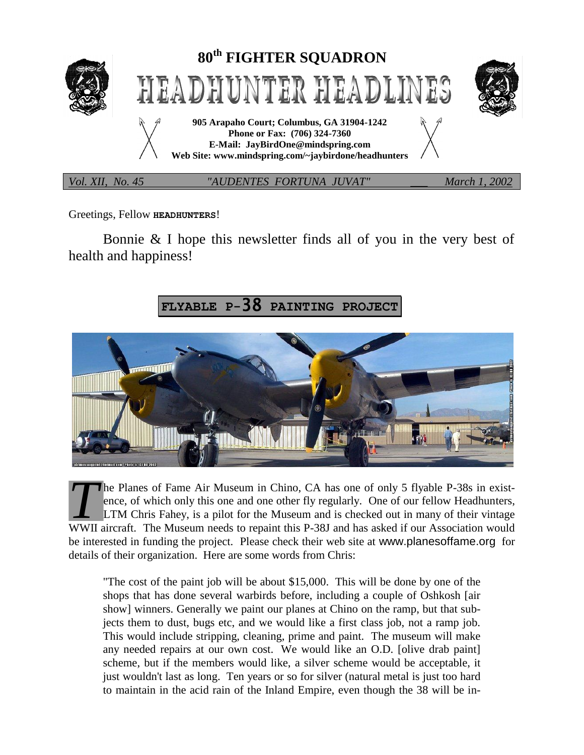# 80th FIGHTER SQUADRON

# HEADHUNTER HEADLINES

**905 Arapaho Court; Columbus, GA 31904-1242**
**Phone or Fax: (706) 324-7360**
**E-Mail: JayBirdOne@mindspring.com**
**Web Site: www.mindspring.com/~jaybirdone/headhunters**

*Vol. XII, No. 45* *"AUDENTES FORTUNA JUVAT"* *March 1, 2002*

Greetings, Fellow **HEADHUNTERS**!

Bonnie & I hope this newsletter finds all of you in the very best of health and happiness!

## FLYABLE P-38 PAINTING PROJECT

The Planes of Fame Air Museum in Chino, CA has one of only 5 flyable P-38s in existence, of which only this one and one other fly regularly. One of our fellow Headhunters, LTM Chris Fahey, is a pilot for the Museum and is checked out in many of their vintage WWII aircraft. The Museum needs to repaint this P-38J and has asked if our Association would be interested in funding the project. Please check their web site at www.planesoffame.org for details of their organization. Here are some words from Chris:

> "The cost of the paint job will be about $15,000. This will be done by one of the shops that has done several warbirds before, including a couple of Oshkosh [air show] winners. Generally we paint our planes at Chino on the ramp, but that subjects them to dust, bugs etc, and we would like a first class job, not a ramp job. This would include stripping, cleaning, prime and paint. The museum will make any needed repairs at our own cost. We would like an O.D. [olive drab paint] scheme, but if the members would like, a silver scheme would be acceptable, it just wouldn't last as long. Ten years or so for silver (natural metal is just too hard to maintain in the acid rain of the Inland Empire, even though the 38 will be in-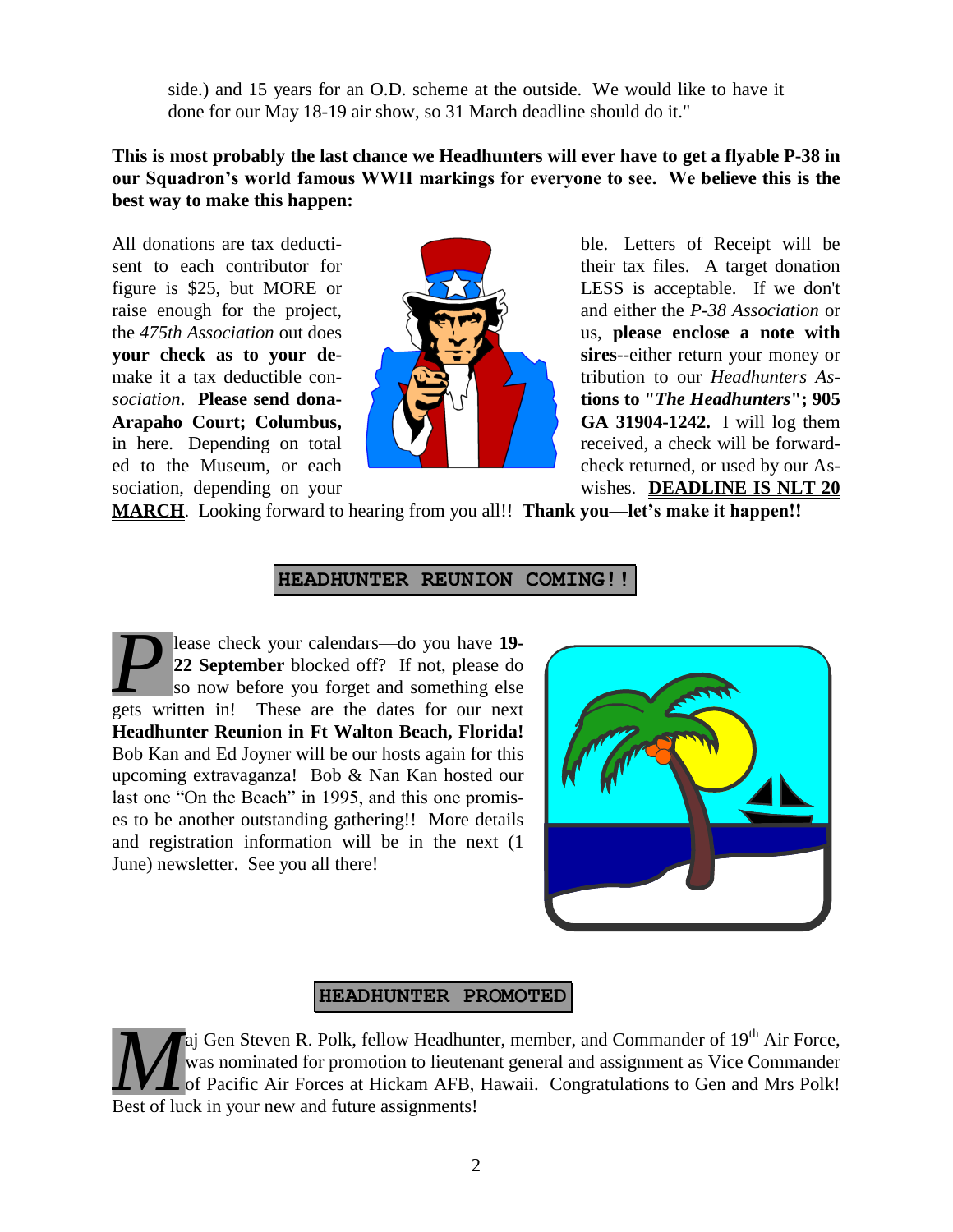side.) and 15 years for an O.D. scheme at the outside. We would like to have it done for our May 18-19 air show, so 31 March deadline should do it."

**This is most probably the last chance we Headhunters will ever have to get a flyable P-38 in our Squadron's world famous WWII markings for everyone to see. We believe this is the best way to make this happen:**

All donations are tax deductible. Letters of Receipt will be sent to each contributor for their tax files. A target donation figure is $25, but MORE or LESS is acceptable. If we don't raise enough for the project, and either the *P-38 Association* or the *475th Association* out does us, **please enclose a note with your check as to your desires**--either return your money or make it a tax deductible contribution to our *Headhunters Association*. **Please send donations to "*The Headhunters*"; 905 Arapaho Court; Columbus, GA 31904-1242.** I will log them in here. Depending on total received, a check will be forwarded to the Museum, or each check returned, or used by our Association, depending on your wishes. **DEADLINE IS NLT 20 MARCH**. Looking forward to hearing from you all!! **Thank you—let's make it happen!!**

## HEADHUNTER REUNION COMING!!

Please check your calendars—do you have **19-22 September** blocked off? If not, please do so now before you forget and something else gets written in! These are the dates for our next **Headhunter Reunion in Ft Walton Beach, Florida!** Bob Kan and Ed Joyner will be our hosts again for this upcoming extravaganza! Bob & Nan Kan hosted our last one "On the Beach" in 1995, and this one promises to be another outstanding gathering!! More details and registration information will be in the next (1 June) newsletter. See you all there!

## HEADHUNTER PROMOTED

Maj Gen Steven R. Polk, fellow Headhunter, member, and Commander of 19th Air Force, was nominated for promotion to lieutenant general and assignment as Vice Commander of Pacific Air Forces at Hickam AFB, Hawaii. Congratulations to Gen and Mrs Polk! Best of luck in your new and future assignments!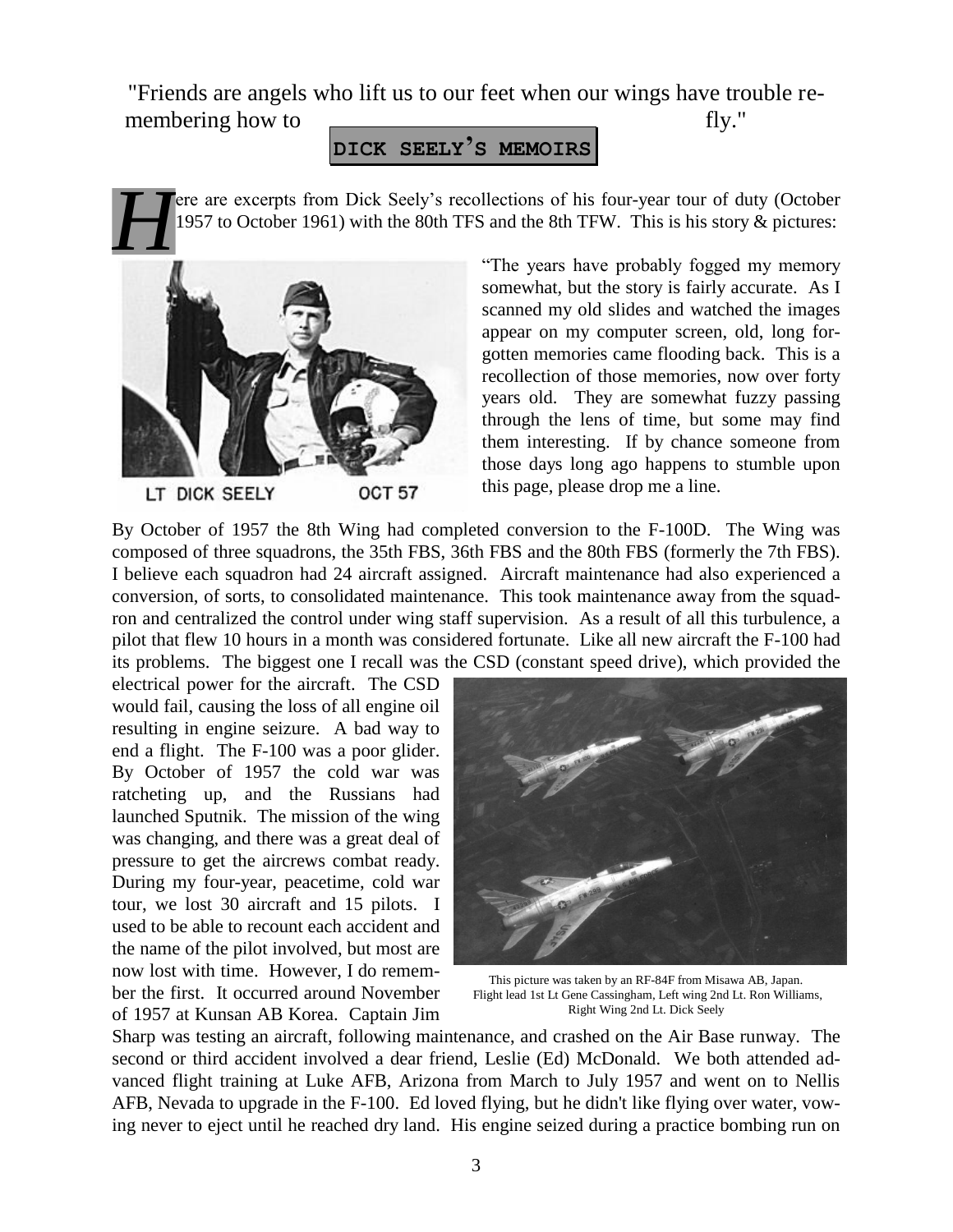"Friends are angels who lift us to our feet when our wings have trouble remembering how to fly."

## DICK SEELY'S MEMOIRS

Here are excerpts from Dick Seely's recollections of his four-year tour of duty (October 1957 to October 1961) with the 80th TFS and the 8th TFW. This is his story & pictures:

LT DICK SEELY OCT 57

"The years have probably fogged my memory somewhat, but the story is fairly accurate. As I scanned my old slides and watched the images appear on my computer screen, old, long forgotten memories came flooding back. This is a recollection of those memories, now over forty years old. They are somewhat fuzzy passing through the lens of time, but some may find them interesting. If by chance someone from those days long ago happens to stumble upon this page, please drop me a line.

By October of 1957 the 8th Wing had completed conversion to the F-100D. The Wing was composed of three squadrons, the 35th FBS, 36th FBS and the 80th FBS (formerly the 7th FBS). I believe each squadron had 24 aircraft assigned. Aircraft maintenance had also experienced a conversion, of sorts, to consolidated maintenance. This took maintenance away from the squadron and centralized the control under wing staff supervision. As a result of all this turbulence, a pilot that flew 10 hours in a month was considered fortunate. Like all new aircraft the F-100 had its problems. The biggest one I recall was the CSD (constant speed drive), which provided the electrical power for the aircraft. The CSD would fail, causing the loss of all engine oil resulting in engine seizure. A bad way to end a flight. The F-100 was a poor glider. By October of 1957 the cold war was ratcheting up, and the Russians had launched Sputnik. The mission of the wing was changing, and there was a great deal of pressure to get the aircrews combat ready. During my four-year, peacetime, cold war tour, we lost 30 aircraft and 15 pilots. I used to be able to recount each accident and the name of the pilot involved, but most are now lost with time. However, I do remember the first. It occurred around November of 1957 at Kunsan AB Korea. Captain Jim Sharp was testing an aircraft, following maintenance, and crashed on the Air Base runway. The second or third accident involved a dear friend, Leslie (Ed) McDonald. We both attended advanced flight training at Luke AFB, Arizona from March to July 1957 and went on to Nellis AFB, Nevada to upgrade in the F-100. Ed loved flying, but he didn't like flying over water, vowing never to eject until he reached dry land. His engine seized during a practice bombing run on

This picture was taken by an RF-84F from Misawa AB, Japan. Flight lead 1st Lt Gene Cassingham, Left wing 2nd Lt. Ron Williams, Right Wing 2nd Lt. Dick Seely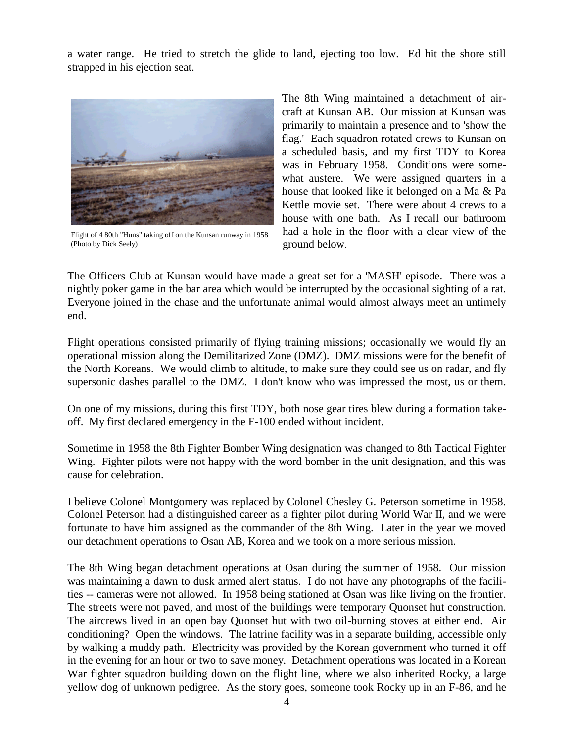a water range. He tried to stretch the glide to land, ejecting too low. Ed hit the shore still strapped in his ejection seat.

Flight of 4 80th "Huns" taking off on the Kunsan runway in 1958 (Photo by Dick Seely)

The 8th Wing maintained a detachment of aircraft at Kunsan AB. Our mission at Kunsan was primarily to maintain a presence and to 'show the flag.' Each squadron rotated crews to Kunsan on a scheduled basis, and my first TDY to Korea was in February 1958. Conditions were somewhat austere. We were assigned quarters in a house that looked like it belonged on a Ma & Pa Kettle movie set. There were about 4 crews to a house with one bath. As I recall our bathroom had a hole in the floor with a clear view of the ground below.

The Officers Club at Kunsan would have made a great set for a 'MASH' episode. There was a nightly poker game in the bar area which would be interrupted by the occasional sighting of a rat. Everyone joined in the chase and the unfortunate animal would almost always meet an untimely end.

Flight operations consisted primarily of flying training missions; occasionally we would fly an operational mission along the Demilitarized Zone (DMZ). DMZ missions were for the benefit of the North Koreans. We would climb to altitude, to make sure they could see us on radar, and fly supersonic dashes parallel to the DMZ. I don't know who was impressed the most, us or them.

On one of my missions, during this first TDY, both nose gear tires blew during a formation takeoff. My first declared emergency in the F-100 ended without incident.

Sometime in 1958 the 8th Fighter Bomber Wing designation was changed to 8th Tactical Fighter Wing. Fighter pilots were not happy with the word bomber in the unit designation, and this was cause for celebration.

I believe Colonel Montgomery was replaced by Colonel Chesley G. Peterson sometime in 1958. Colonel Peterson had a distinguished career as a fighter pilot during World War II, and we were fortunate to have him assigned as the commander of the 8th Wing. Later in the year we moved our detachment operations to Osan AB, Korea and we took on a more serious mission.

The 8th Wing began detachment operations at Osan during the summer of 1958. Our mission was maintaining a dawn to dusk armed alert status. I do not have any photographs of the facilities -- cameras were not allowed. In 1958 being stationed at Osan was like living on the frontier. The streets were not paved, and most of the buildings were temporary Quonset hut construction. The aircrews lived in an open bay Quonset hut with two oil-burning stoves at either end. Air conditioning? Open the windows. The latrine facility was in a separate building, accessible only by walking a muddy path. Electricity was provided by the Korean government who turned it off in the evening for an hour or two to save money. Detachment operations was located in a Korean War fighter squadron building down on the flight line, where we also inherited Rocky, a large yellow dog of unknown pedigree. As the story goes, someone took Rocky up in an F-86, and he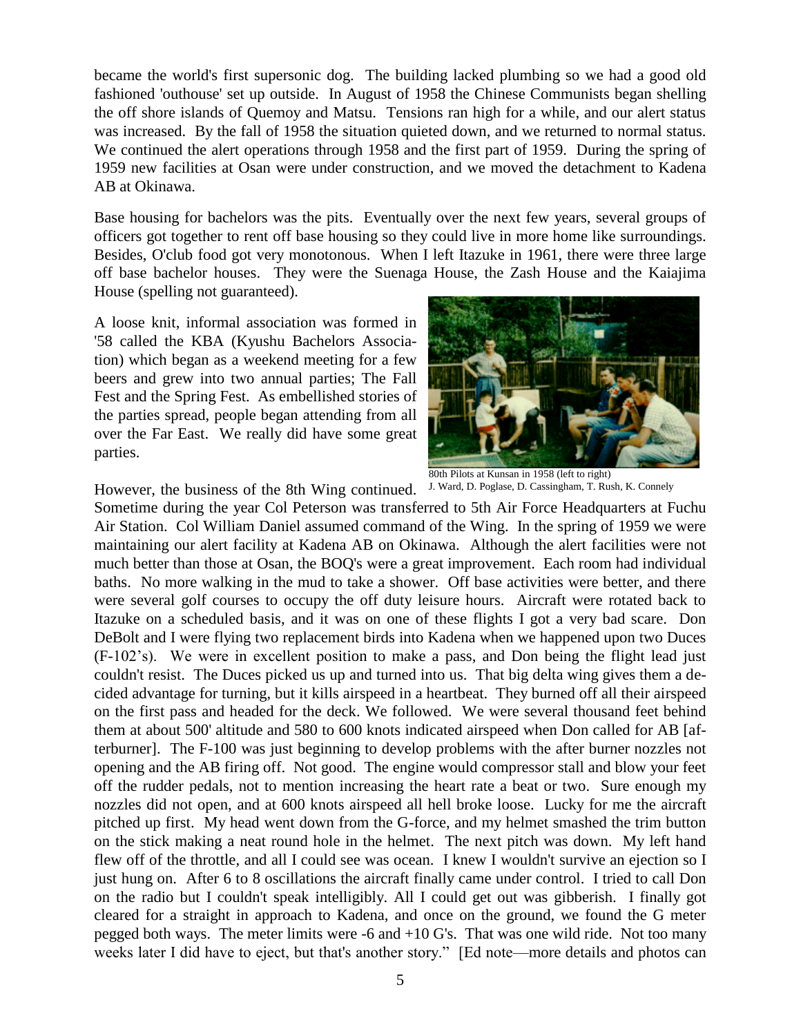became the world's first supersonic dog. The building lacked plumbing so we had a good old fashioned 'outhouse' set up outside. In August of 1958 the Chinese Communists began shelling the off shore islands of Quemoy and Matsu. Tensions ran high for a while, and our alert status was increased. By the fall of 1958 the situation quieted down, and we returned to normal status. We continued the alert operations through 1958 and the first part of 1959. During the spring of 1959 new facilities at Osan were under construction, and we moved the detachment to Kadena AB at Okinawa.

Base housing for bachelors was the pits. Eventually over the next few years, several groups of officers got together to rent off base housing so they could live in more home like surroundings. Besides, O'club food got very monotonous. When I left Itazuke in 1961, there were three large off base bachelor houses. They were the Suenaga House, the Zash House and the Kaiajima House (spelling not guaranteed).

A loose knit, informal association was formed in '58 called the KBA (Kyushu Bachelors Association) which began as a weekend meeting for a few beers and grew into two annual parties; The Fall Fest and the Spring Fest. As embellished stories of the parties spread, people began attending from all over the Far East. We really did have some great parties.

80th Pilots at Kunsan in 1958 (left to right) J. Ward, D. Poglase, D. Cassingham, T. Rush, K. Connely

However, the business of the 8th Wing continued. Sometime during the year Col Peterson was transferred to 5th Air Force Headquarters at Fuchu Air Station. Col William Daniel assumed command of the Wing. In the spring of 1959 we were maintaining our alert facility at Kadena AB on Okinawa. Although the alert facilities were not much better than those at Osan, the BOQ's were a great improvement. Each room had individual baths. No more walking in the mud to take a shower. Off base activities were better, and there were several golf courses to occupy the off duty leisure hours. Aircraft were rotated back to Itazuke on a scheduled basis, and it was on one of these flights I got a very bad scare. Don DeBolt and I were flying two replacement birds into Kadena when we happened upon two Duces (F-102's). We were in excellent position to make a pass, and Don being the flight lead just couldn't resist. The Duces picked us up and turned into us. That big delta wing gives them a decided advantage for turning, but it kills airspeed in a heartbeat. They burned off all their airspeed on the first pass and headed for the deck. We followed. We were several thousand feet behind them at about 500' altitude and 580 to 600 knots indicated airspeed when Don called for AB [afterburner]. The F-100 was just beginning to develop problems with the after burner nozzles not opening and the AB firing off. Not good. The engine would compressor stall and blow your feet off the rudder pedals, not to mention increasing the heart rate a beat or two. Sure enough my nozzles did not open, and at 600 knots airspeed all hell broke loose. Lucky for me the aircraft pitched up first. My head went down from the G-force, and my helmet smashed the trim button on the stick making a neat round hole in the helmet. The next pitch was down. My left hand flew off of the throttle, and all I could see was ocean. I knew I wouldn't survive an ejection so I just hung on. After 6 to 8 oscillations the aircraft finally came under control. I tried to call Don on the radio but I couldn't speak intelligibly. All I could get out was gibberish. I finally got cleared for a straight in approach to Kadena, and once on the ground, we found the G meter pegged both ways. The meter limits were -6 and +10 G's. That was one wild ride. Not too many weeks later I did have to eject, but that's another story." [Ed note—more details and photos can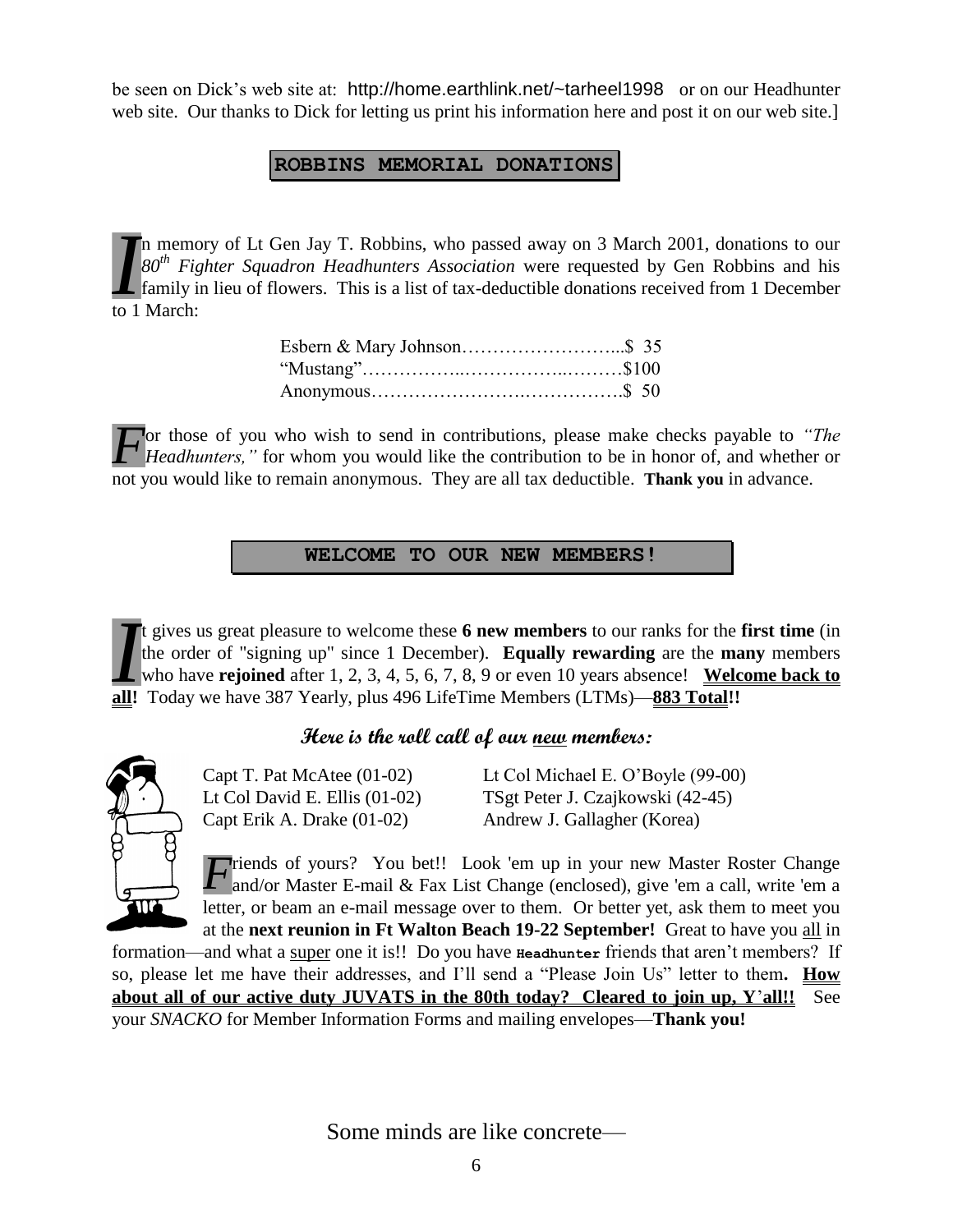be seen on Dick's web site at: http://home.earthlink.net/~tarheel1998 or on our Headhunter web site. Our thanks to Dick for letting us print his information here and post it on our web site.]

## ROBBINS MEMORIAL DONATIONS

In memory of Lt Gen Jay T. Robbins, who passed away on 3 March 2001, donations to our *80th Fighter Squadron Headhunters Association* were requested by Gen Robbins and his family in lieu of flowers. This is a list of tax-deductible donations received from 1 December to 1 March:

| | |
|---|---|
| Esbern & Mary Johnson | $ 35 |
| "Mustang" | $100 |
| Anonymous | $ 50 |

For those of you who wish to send in contributions, please make checks payable to *"The Headhunters,"* for whom you would like the contribution to be in honor of, and whether or not you would like to remain anonymous. They are all tax deductible. **Thank you** in advance.

## WELCOME TO OUR NEW MEMBERS!

It gives us great pleasure to welcome these **6 new members** to our ranks for the **first time** (in the order of "signing up" since 1 December). **Equally rewarding** are the **many** members who have **rejoined** after 1, 2, 3, 4, 5, 6, 7, 8, 9 or even 10 years absence! **Welcome back to all!** Today we have 387 Yearly, plus 496 LifeTime Members (LTMs)—**883 Total!!**

### Here is the roll call of our new members:

| | |
|---|---|
| Capt T. Pat McAtee (01-02) | Lt Col Michael E. O'Boyle (99-00) |
| Lt Col David E. Ellis (01-02) | TSgt Peter J. Czajkowski (42-45) |
| Capt Erik A. Drake (01-02) | Andrew J. Gallagher (Korea) |

Friends of yours? You bet!! Look 'em up in your new Master Roster Change and/or Master E-mail & Fax List Change (enclosed), give 'em a call, write 'em a letter, or beam an e-mail message over to them. Or better yet, ask them to meet you at the **next reunion in Ft Walton Beach 19-22 September!** Great to have you all in formation—and what a super one it is!! Do you have **Headhunter** friends that aren't members? If so, please let me have their addresses, and I'll send a "Please Join Us" letter to them**.** **How about all of our active duty JUVATS in the 80th today? Cleared to join up, Y'all!!** See your *SNACKO* for Member Information Forms and mailing envelopes—**Thank you!**

Some minds are like concrete—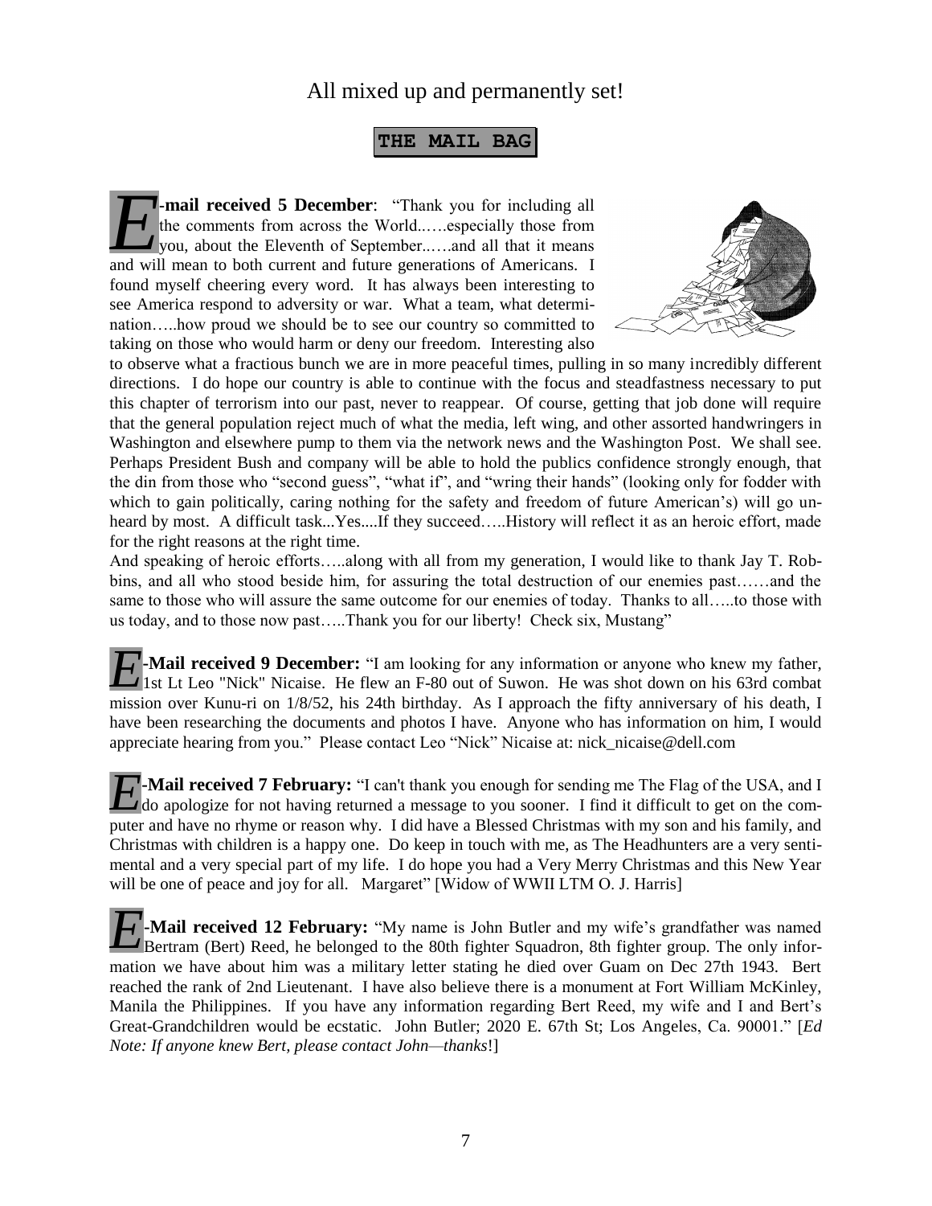All mixed up and permanently set!

## THE MAIL BAG

**E-mail received 5 December**: "Thank you for including all the comments from across the World..….especially those from you, about the Eleventh of September..….and all that it means and will mean to both current and future generations of Americans. I found myself cheering every word. It has always been interesting to see America respond to adversity or war. What a team, what determination…..how proud we should be to see our country so committed to taking on those who would harm or deny our freedom. Interesting also to observe what a fractious bunch we are in more peaceful times, pulling in so many incredibly different directions. I do hope our country is able to continue with the focus and steadfastness necessary to put this chapter of terrorism into our past, never to reappear. Of course, getting that job done will require that the general population reject much of what the media, left wing, and other assorted handwringers in Washington and elsewhere pump to them via the network news and the Washington Post. We shall see. Perhaps President Bush and company will be able to hold the publics confidence strongly enough, that the din from those who "second guess", "what if", and "wring their hands" (looking only for fodder with which to gain politically, caring nothing for the safety and freedom of future American's) will go unheard by most. A difficult task...Yes....If they succeed…..History will reflect it as an heroic effort, made for the right reasons at the right time.

And speaking of heroic efforts…..along with all from my generation, I would like to thank Jay T. Robbins, and all who stood beside him, for assuring the total destruction of our enemies past……and the same to those who will assure the same outcome for our enemies of today. Thanks to all…..to those with us today, and to those now past…..Thank you for our liberty! Check six, Mustang"

**E-Mail received 9 December:** "I am looking for any information or anyone who knew my father, 1st Lt Leo "Nick" Nicaise. He flew an F-80 out of Suwon. He was shot down on his 63rd combat mission over Kunu-ri on 1/8/52, his 24th birthday. As I approach the fifty anniversary of his death, I have been researching the documents and photos I have. Anyone who has information on him, I would appreciate hearing from you." Please contact Leo "Nick" Nicaise at: nick_nicaise@dell.com

**E-Mail received 7 February:** "I can't thank you enough for sending me The Flag of the USA, and I do apologize for not having returned a message to you sooner. I find it difficult to get on the computer and have no rhyme or reason why. I did have a Blessed Christmas with my son and his family, and Christmas with children is a happy one. Do keep in touch with me, as The Headhunters are a very sentimental and a very special part of my life. I do hope you had a Very Merry Christmas and this New Year will be one of peace and joy for all. Margaret" [Widow of WWII LTM O. J. Harris]

**E-Mail received 12 February:** "My name is John Butler and my wife's grandfather was named Bertram (Bert) Reed, he belonged to the 80th fighter Squadron, 8th fighter group. The only information we have about him was a military letter stating he died over Guam on Dec 27th 1943. Bert reached the rank of 2nd Lieutenant. I have also believe there is a monument at Fort William McKinley, Manila the Philippines. If you have any information regarding Bert Reed, my wife and I and Bert's Great-Grandchildren would be ecstatic. John Butler; 2020 E. 67th St; Los Angeles, Ca. 90001." [*Ed Note: If anyone knew Bert, please contact John—thanks*!]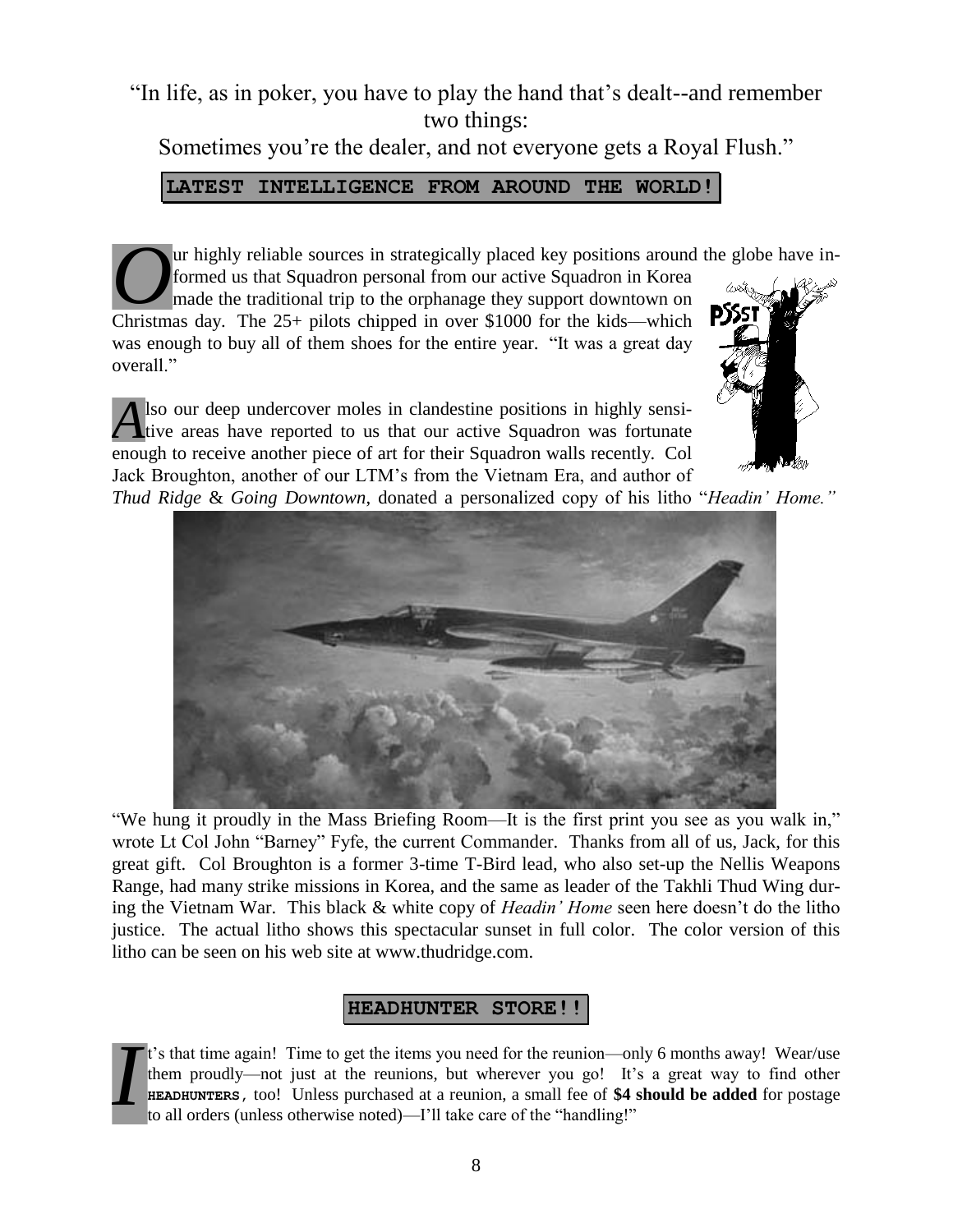"In life, as in poker, you have to play the hand that's dealt--and remember two things:
Sometimes you're the dealer, and not everyone gets a Royal Flush."

## LATEST INTELLIGENCE FROM AROUND THE WORLD!

Our highly reliable sources in strategically placed key positions around the globe have informed us that Squadron personal from our active Squadron in Korea made the traditional trip to the orphanage they support downtown on Christmas day. The 25+ pilots chipped in over $1000 for the kids—which was enough to buy all of them shoes for the entire year. "It was a great day overall."

Also our deep undercover moles in clandestine positions in highly sensitive areas have reported to us that our active Squadron was fortunate enough to receive another piece of art for their Squadron walls recently. Col Jack Broughton, another of our LTM's from the Vietnam Era, and author of *Thud Ridge* & *Going Downtown,* donated a personalized copy of his litho "*Headin' Home."*

"We hung it proudly in the Mass Briefing Room—It is the first print you see as you walk in," wrote Lt Col John "Barney" Fyfe, the current Commander. Thanks from all of us, Jack, for this great gift. Col Broughton is a former 3-time T-Bird lead, who also set-up the Nellis Weapons Range, had many strike missions in Korea, and the same as leader of the Takhli Thud Wing during the Vietnam War. This black & white copy of *Headin' Home* seen here doesn't do the litho justice. The actual litho shows this spectacular sunset in full color. The color version of this litho can be seen on his web site at www.thudridge.com.

## HEADHUNTER STORE!!

It's that time again! Time to get the items you need for the reunion—only 6 months away! Wear/use them proudly—not just at the reunions, but wherever you go! It's a great way to find other **HEADHUNTERS**, too! Unless purchased at a reunion, a small fee of **$4 should be added** for postage to all orders (unless otherwise noted)—I'll take care of the "handling!"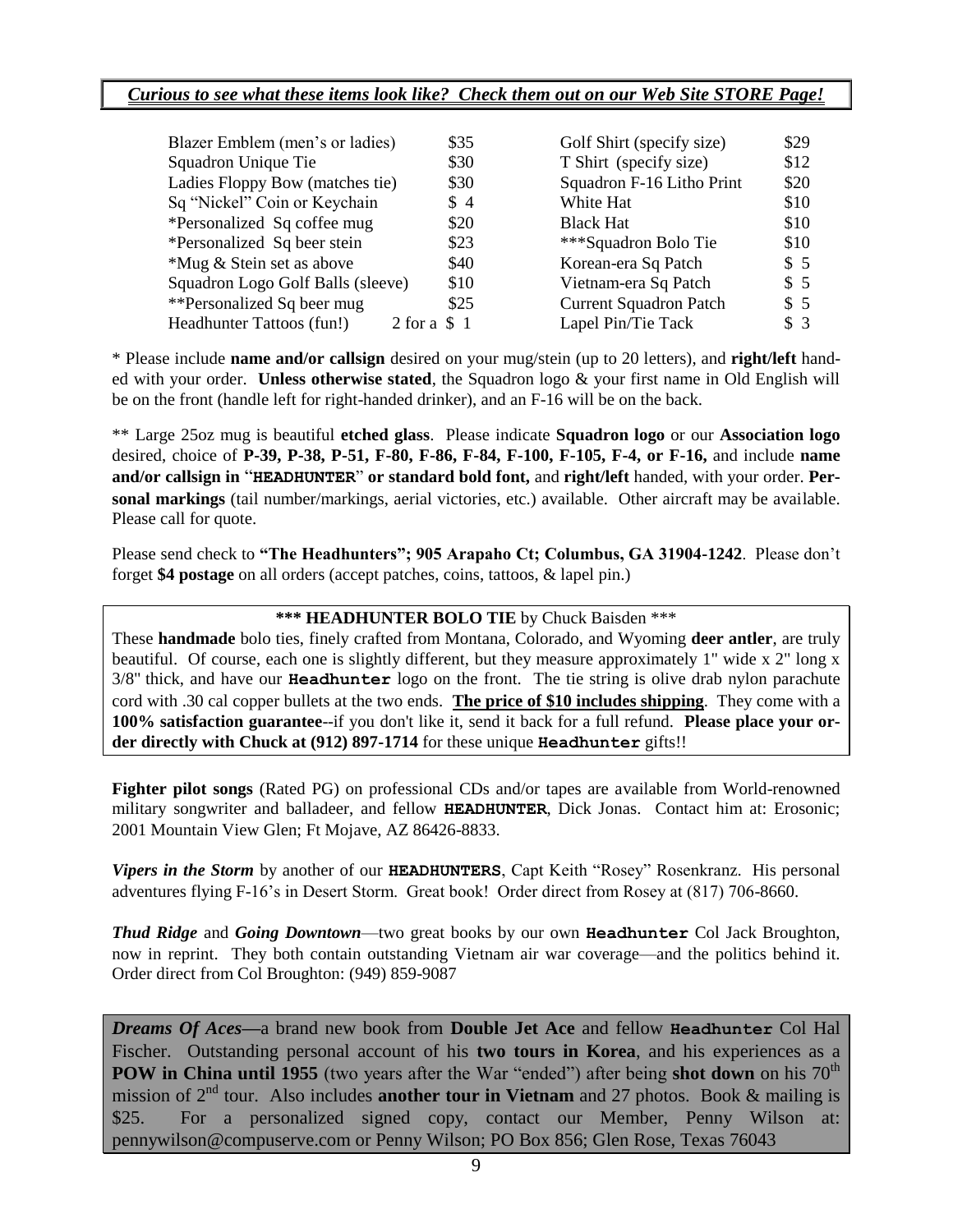***Curious to see what these items look like? Check them out on our Web Site STORE Page!***

| Item | Price | Item | Price |
|---|---|---|---|
| Blazer Emblem (men's or ladies) | $35 | Golf Shirt (specify size) | $29 |
| Squadron Unique Tie | $30 | T Shirt (specify size) | $12 |
| Ladies Floppy Bow (matches tie) | $30 | Squadron F-16 Litho Print | $20 |
| Sq "Nickel" Coin or Keychain | $ 4 | White Hat | $10 |
| *Personalized Sq coffee mug | $20 | Black Hat | $10 |
| *Personalized Sq beer stein | $23 | ***Squadron Bolo Tie | $10 |
| *Mug & Stein set as above | $40 | Korean-era Sq Patch | $ 5 |
| Squadron Logo Golf Balls (sleeve) | $10 | Vietnam-era Sq Patch | $ 5 |
| **Personalized Sq beer mug | $25 | Current Squadron Patch | $ 5 |
| Headhunter Tattoos (fun!) | 2 for a $ 1 | Lapel Pin/Tie Tack | $ 3 |

* Please include **name and/or callsign** desired on your mug/stein (up to 20 letters), and **right/left** handed with your order. **Unless otherwise stated**, the Squadron logo & your first name in Old English will be on the front (handle left for right-handed drinker), and an F-16 will be on the back.

** Large 25oz mug is beautiful **etched glass**. Please indicate **Squadron logo** or our **Association logo** desired, choice of **P-39, P-38, P-51, F-80, F-86, F-84, F-100, F-105, F-4, or F-16,** and include **name and/or callsign in "HEADHUNTER" or standard bold font,** and **right/left** handed, with your order. **Personal markings** (tail number/markings, aerial victories, etc.) available. Other aircraft may be available. Please call for quote.

Please send check to **"The Headhunters"; 905 Arapaho Ct; Columbus, GA 31904-1242**. Please don't forget **$4 postage** on all orders (accept patches, coins, tattoos, & lapel pin.)

**\*\*\* HEADHUNTER BOLO TIE** by Chuck Baisden \*\*\*

These **handmade** bolo ties, finely crafted from Montana, Colorado, and Wyoming **deer antler**, are truly beautiful. Of course, each one is slightly different, but they measure approximately 1" wide x 2" long x 3/8" thick, and have our **Headhunter** logo on the front. The tie string is olive drab nylon parachute cord with .30 cal copper bullets at the two ends. **The price of $10 includes shipping**. They come with a **100% satisfaction guarantee**--if you don't like it, send it back for a full refund. **Please place your order directly with Chuck at (912) 897-1714** for these unique **Headhunter** gifts!!

**Fighter pilot songs** (Rated PG) on professional CDs and/or tapes are available from World-renowned military songwriter and balladeer, and fellow **HEADHUNTER**, Dick Jonas. Contact him at: Erosonic; 2001 Mountain View Glen; Ft Mojave, AZ 86426-8833.

***Vipers in the Storm*** by another of our **HEADHUNTERS**, Capt Keith "Rosey" Rosenkranz. His personal adventures flying F-16's in Desert Storm. Great book! Order direct from Rosey at (817) 706-8660.

***Thud Ridge*** and ***Going Downtown***—two great books by our own **Headhunter** Col Jack Broughton, now in reprint. They both contain outstanding Vietnam air war coverage—and the politics behind it. Order direct from Col Broughton: (949) 859-9087

***Dreams Of Aces***—a brand new book from **Double Jet Ace** and fellow **Headhunter** Col Hal Fischer. Outstanding personal account of his **two tours in Korea**, and his experiences as a **POW in China until 1955** (two years after the War "ended") after being **shot down** on his 70th mission of 2nd tour. Also includes **another tour in Vietnam** and 27 photos. Book & mailing is $25. For a personalized signed copy, contact our Member, Penny Wilson at: pennywilson@compuserve.com or Penny Wilson; PO Box 856; Glen Rose, Texas 76043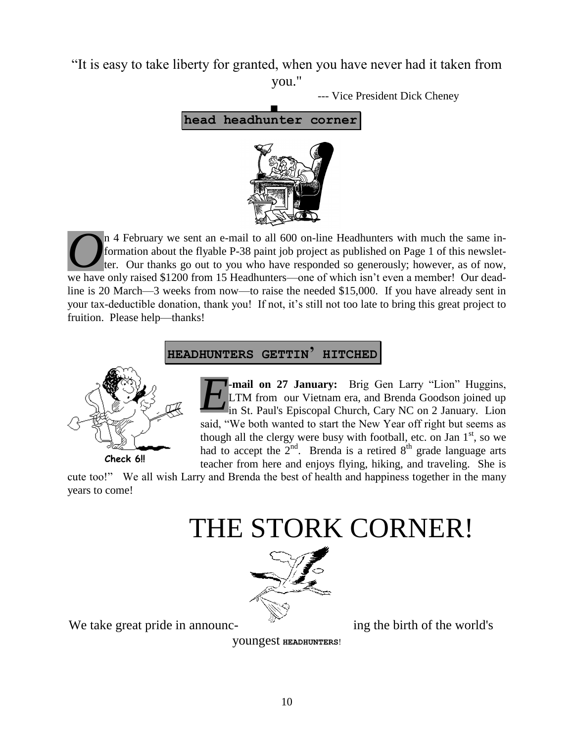"It is easy to take liberty for granted, when you have never had it taken from you."

--- Vice President Dick Cheney

## head headhunter corner

On 4 February we sent an e-mail to all 600 on-line Headhunters with much the same information about the flyable P-38 paint job project as published on Page 1 of this newsletter. Our thanks go out to you who have responded so generously; however, as of now, we have only raised $1200 from 15 Headhunters—one of which isn't even a member! Our deadline is 20 March—3 weeks from now—to raise the needed $15,000. If you have already sent in your tax-deductible donation, thank you! If not, it's still not too late to bring this great project to fruition. Please help—thanks!

## HEADHUNTERS GETTIN' HITCHED

Check 6!!

**E-mail on 27 January:** Brig Gen Larry "Lion" Huggins, LTM from our Vietnam era, and Brenda Goodson joined up in St. Paul's Episcopal Church, Cary NC on 2 January. Lion said, "We both wanted to start the New Year off right but seems as though all the clergy were busy with football, etc. on Jan 1st, so we had to accept the 2nd. Brenda is a retired 8th grade language arts teacher from here and enjoys flying, hiking, and traveling. She is cute too!" We all wish Larry and Brenda the best of health and happiness together in the many years to come!

# THE STORK CORNER!

We take great pride in announcing the birth of the world's youngest **HEADHUNTERS**!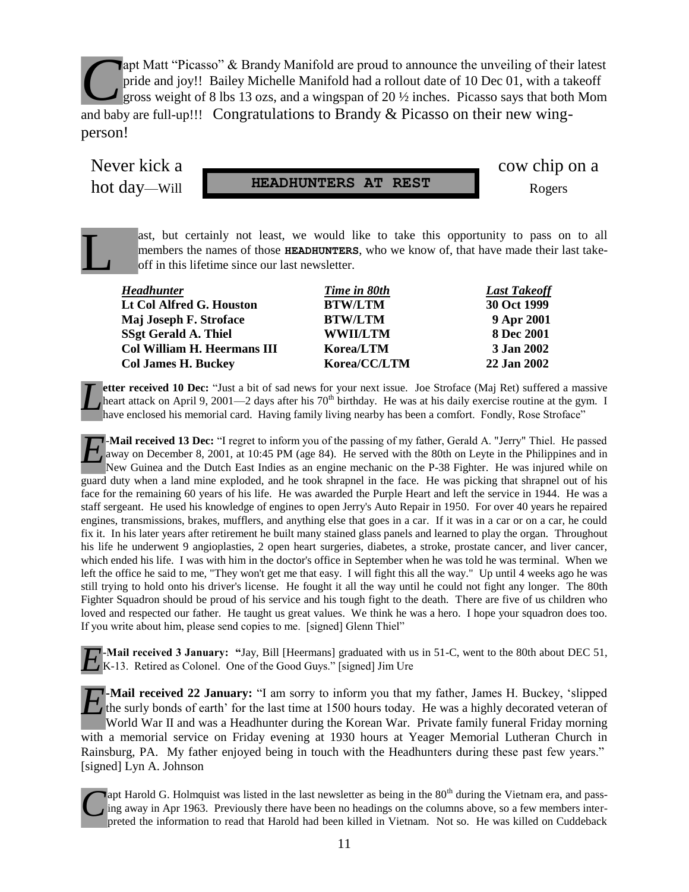Capt Matt “Picasso” & Brandy Manifold are proud to announce the unveiling of their latest pride and joy!! Bailey Michelle Manifold had a rollout date of 10 Dec 01, with a takeoff gross weight of 8 lbs 13 ozs, and a wingspan of 20 ½ inches. Picasso says that both Mom and baby are full-up!!! Congratulations to Brandy & Picasso on their new wing-person!

Never kick a cow chip on a hot day—Will Rogers

## HEADHUNTERS AT REST

Last, but certainly not least, we would like to take this opportunity to pass on to all members the names of those **HEADHUNTERS**, who we know of, that have made their last take-off in this lifetime since our last newsletter.

| *Headhunter* | *Time in 80th* | *Last Takeoff* |
|---|---|---|
| **Lt Col Alfred G. Houston** | **BTW/LTM** | **30 Oct 1999** |
| **Maj Joseph F. Stroface** | **BTW/LTM** | **9 Apr 2001** |
| **SSgt Gerald A. Thiel** | **WWII/LTM** | **8 Dec 2001** |
| **Col William H. Heermans III** | **Korea/LTM** | **3 Jan 2002** |
| **Col James H. Buckey** | **Korea/CC/LTM** | **22 Jan 2002** |

**Letter received 10 Dec:** “Just a bit of sad news for your next issue. Joe Stroface (Maj Ret) suffered a massive heart attack on April 9, 2001—2 days after his 70th birthday. He was at his daily exercise routine at the gym. I have enclosed his memorial card. Having family living nearby has been a comfort. Fondly, Rose Stroface”

**E-Mail received 13 Dec:** “I regret to inform you of the passing of my father, Gerald A. "Jerry" Thiel. He passed away on December 8, 2001, at 10:45 PM (age 84). He served with the 80th on Leyte in the Philippines and in New Guinea and the Dutch East Indies as an engine mechanic on the P-38 Fighter. He was injured while on guard duty when a land mine exploded, and he took shrapnel in the face. He was picking that shrapnel out of his face for the remaining 60 years of his life. He was awarded the Purple Heart and left the service in 1944. He was a staff sergeant. He used his knowledge of engines to open Jerry's Auto Repair in 1950. For over 40 years he repaired engines, transmissions, brakes, mufflers, and anything else that goes in a car. If it was in a car or on a car, he could fix it. In his later years after retirement he built many stained glass panels and learned to play the organ. Throughout his life he underwent 9 angioplasties, 2 open heart surgeries, diabetes, a stroke, prostate cancer, and liver cancer, which ended his life. I was with him in the doctor's office in September when he was told he was terminal. When we left the office he said to me, "They won't get me that easy. I will fight this all the way." Up until 4 weeks ago he was still trying to hold onto his driver's license. He fought it all the way until he could not fight any longer. The 80th Fighter Squadron should be proud of his service and his tough fight to the death. There are five of us children who loved and respected our father. He taught us great values. We think he was a hero. I hope your squadron does too. If you write about him, please send copies to me. [signed] Glenn Thiel”

**E-Mail received 3 January: “**Jay, Bill [Heermans] graduated with us in 51-C, went to the 80th about DEC 51, K-13. Retired as Colonel. One of the Good Guys.” [signed] Jim Ure

**E-Mail received 22 January:** “I am sorry to inform you that my father, James H. Buckey, ‘slipped the surly bonds of earth’ for the last time at 1500 hours today. He was a highly decorated veteran of World War II and was a Headhunter during the Korean War. Private family funeral Friday morning with a memorial service on Friday evening at 1930 hours at Yeager Memorial Lutheran Church in Rainsburg, PA. My father enjoyed being in touch with the Headhunters during these past few years.” [signed] Lyn A. Johnson

Capt Harold G. Holmquist was listed in the last newsletter as being in the 80th during the Vietnam era, and passing away in Apr 1963. Previously there have been no headings on the columns above, so a few members interpreted the information to read that Harold had been killed in Vietnam. Not so. He was killed on Cuddeback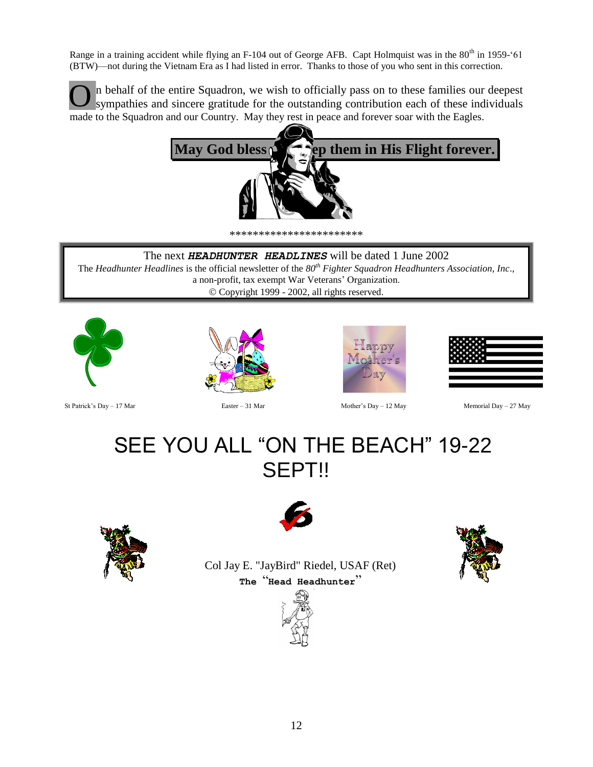Range in a training accident while flying an F-104 out of George AFB. Capt Holmquist was in the 80th in 1959-'61 (BTW)—not during the Vietnam Era as I had listed in error. Thanks to those of you who sent in this correction.

On behalf of the entire Squadron, we wish to officially pass on to these families our deepest sympathies and sincere gratitude for the outstanding contribution each of these individuals made to the Squadron and our Country. May they rest in peace and forever soar with the Eagles.

**May God bless and keep them in His Flight forever.**

\*\*\*\*\*\*\*\*\*\*\*\*\*\*\*\*\*\*\*\*\*\*\*

The next ***HEADHUNTER HEADLINES*** will be dated 1 June 2002
The *Headhunter Headlines* is the official newsletter of the *80th Fighter Squadron Headhunters Association, Inc*., a non-profit, tax exempt War Veterans' Organization.
© Copyright 1999 - 2002, all rights reserved.

St Patrick's Day – 17 Mar

Easter – 31 Mar

Mother's Day – 12 May

Memorial Day – 27 May

# SEE YOU ALL "ON THE BEACH" 19-22 SEPT!!

Col Jay E. "JayBird" Riedel, USAF (Ret)
**The "Head Headhunter"**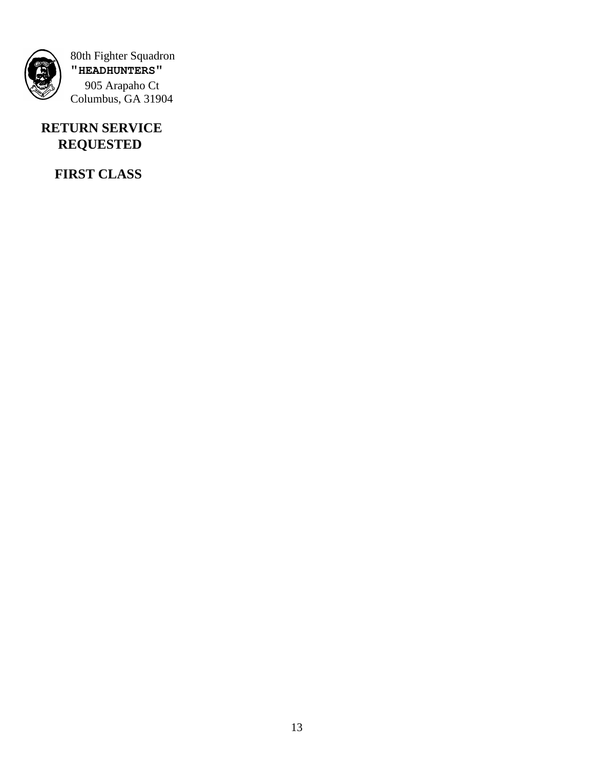80th Fighter Squadron
**"HEADHUNTERS"**
905 Arapaho Ct
Columbus, GA 31904

**RETURN SERVICE REQUESTED**

**FIRST CLASS**